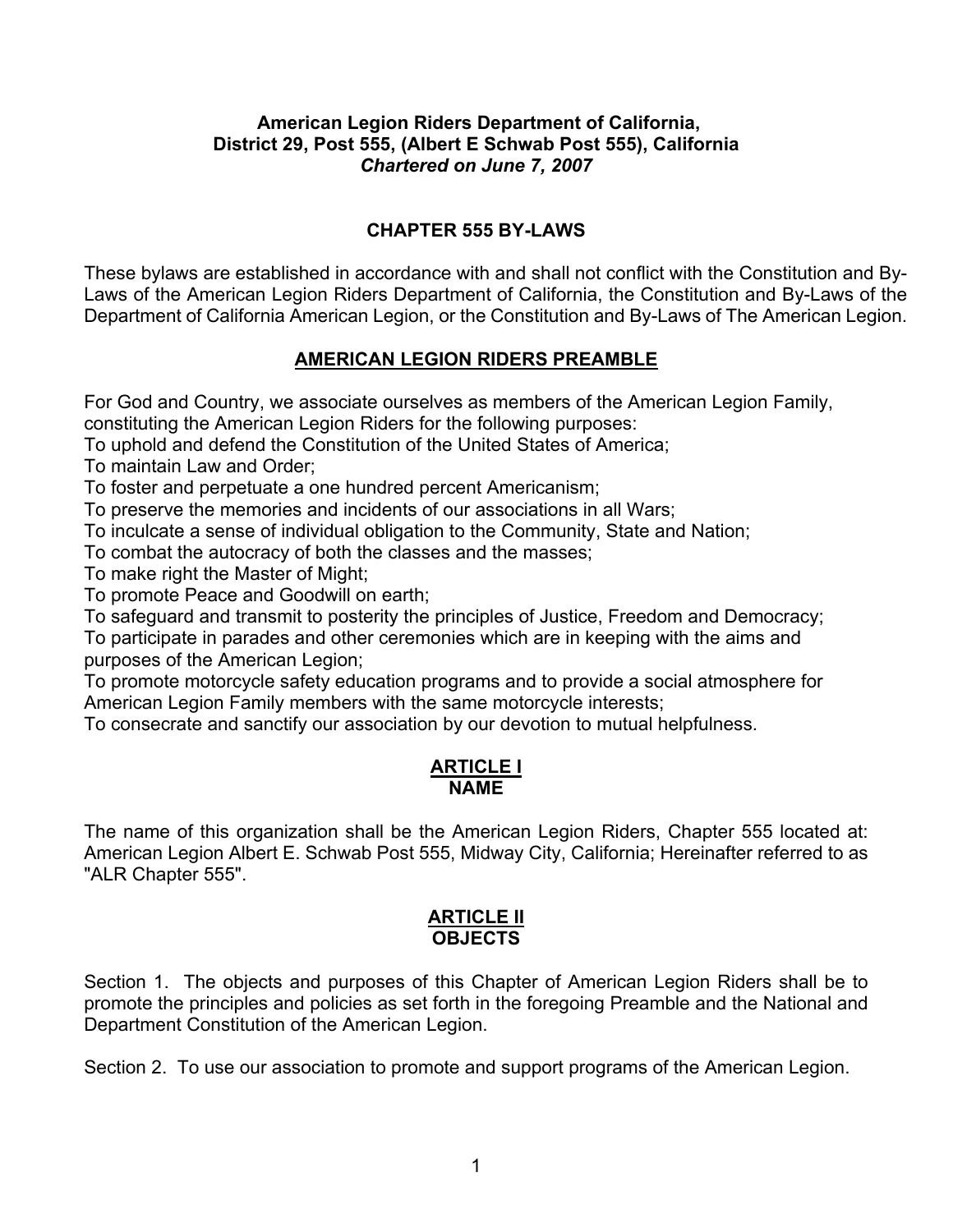**American Legion Riders Department of California,**
**District 29, Post 555, (Albert E Schwab Post 555), California**
***Chartered on June 7, 2007***

# CHAPTER 555 BY-LAWS

These bylaws are established in accordance with and shall not conflict with the Constitution and By-Laws of the American Legion Riders Department of California, the Constitution and By-Laws of the Department of California American Legion, or the Constitution and By-Laws of The American Legion.

## AMERICAN LEGION RIDERS PREAMBLE

For God and Country, we associate ourselves as members of the American Legion Family, constituting the American Legion Riders for the following purposes:
To uphold and defend the Constitution of the United States of America;
To maintain Law and Order;
To foster and perpetuate a one hundred percent Americanism;
To preserve the memories and incidents of our associations in all Wars;
To inculcate a sense of individual obligation to the Community, State and Nation;
To combat the autocracy of both the classes and the masses;
To make right the Master of Might;
To promote Peace and Goodwill on earth;
To safeguard and transmit to posterity the principles of Justice, Freedom and Democracy;
To participate in parades and other ceremonies which are in keeping with the aims and purposes of the American Legion;
To promote motorcycle safety education programs and to provide a social atmosphere for American Legion Family members with the same motorcycle interests;
To consecrate and sanctify our association by our devotion to mutual helpfulness.

## ARTICLE I
## NAME

The name of this organization shall be the American Legion Riders, Chapter 555 located at: American Legion Albert E. Schwab Post 555, Midway City, California; Hereinafter referred to as "ALR Chapter 555".

## ARTICLE II
## OBJECTS

Section 1. The objects and purposes of this Chapter of American Legion Riders shall be to promote the principles and policies as set forth in the foregoing Preamble and the National and Department Constitution of the American Legion.

Section 2. To use our association to promote and support programs of the American Legion.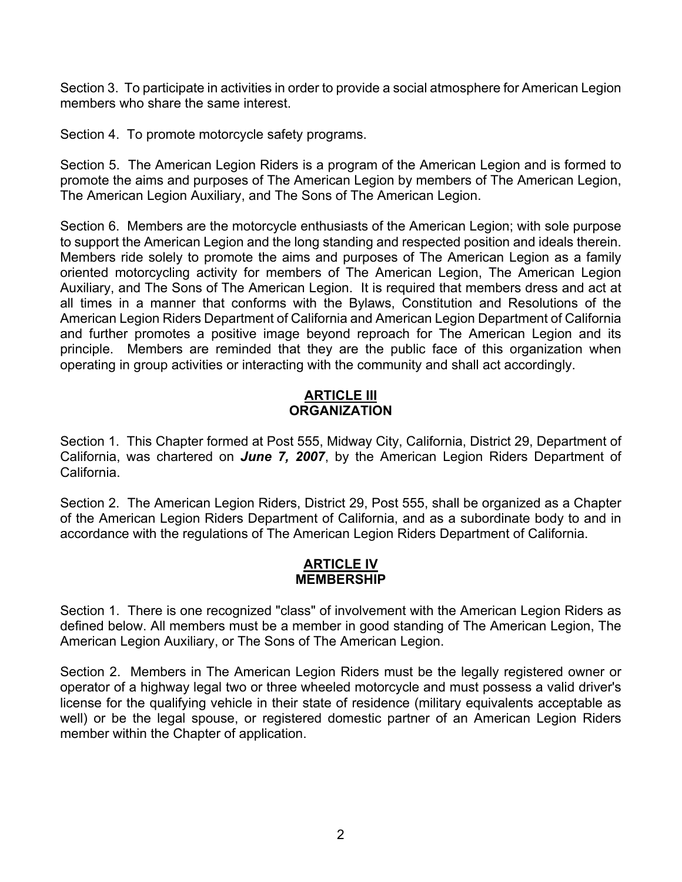Section 3. To participate in activities in order to provide a social atmosphere for American Legion members who share the same interest.

Section 4. To promote motorcycle safety programs.

Section 5. The American Legion Riders is a program of the American Legion and is formed to promote the aims and purposes of The American Legion by members of The American Legion, The American Legion Auxiliary, and The Sons of The American Legion.

Section 6. Members are the motorcycle enthusiasts of the American Legion; with sole purpose to support the American Legion and the long standing and respected position and ideals therein. Members ride solely to promote the aims and purposes of The American Legion as a family oriented motorcycling activity for members of The American Legion, The American Legion Auxiliary, and The Sons of The American Legion. It is required that members dress and act at all times in a manner that conforms with the Bylaws, Constitution and Resolutions of the American Legion Riders Department of California and American Legion Department of California and further promotes a positive image beyond reproach for The American Legion and its principle. Members are reminded that they are the public face of this organization when operating in group activities or interacting with the community and shall act accordingly.

## ARTICLE III
## ORGANIZATION

Section 1. This Chapter formed at Post 555, Midway City, California, District 29, Department of California, was chartered on ***June 7, 2007***, by the American Legion Riders Department of California.

Section 2. The American Legion Riders, District 29, Post 555, shall be organized as a Chapter of the American Legion Riders Department of California, and as a subordinate body to and in accordance with the regulations of The American Legion Riders Department of California.

## ARTICLE IV
## MEMBERSHIP

Section 1. There is one recognized "class" of involvement with the American Legion Riders as defined below. All members must be a member in good standing of The American Legion, The American Legion Auxiliary, or The Sons of The American Legion.

Section 2. Members in The American Legion Riders must be the legally registered owner or operator of a highway legal two or three wheeled motorcycle and must possess a valid driver's license for the qualifying vehicle in their state of residence (military equivalents acceptable as well) or be the legal spouse, or registered domestic partner of an American Legion Riders member within the Chapter of application.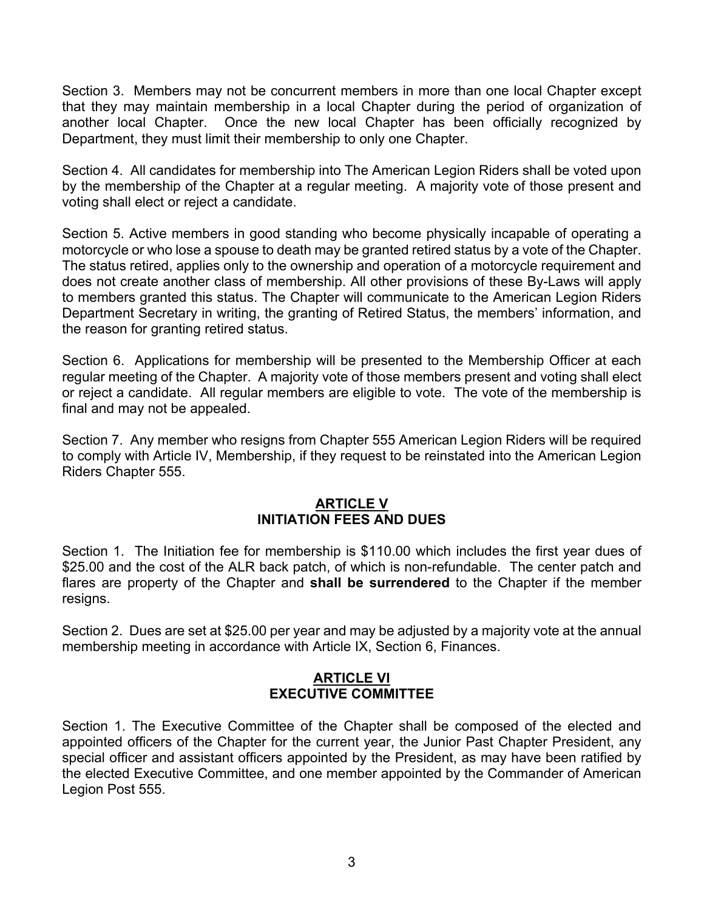Section 3. Members may not be concurrent members in more than one local Chapter except that they may maintain membership in a local Chapter during the period of organization of another local Chapter. Once the new local Chapter has been officially recognized by Department, they must limit their membership to only one Chapter.

Section 4. All candidates for membership into The American Legion Riders shall be voted upon by the membership of the Chapter at a regular meeting. A majority vote of those present and voting shall elect or reject a candidate.

Section 5. Active members in good standing who become physically incapable of operating a motorcycle or who lose a spouse to death may be granted retired status by a vote of the Chapter. The status retired, applies only to the ownership and operation of a motorcycle requirement and does not create another class of membership. All other provisions of these By-Laws will apply to members granted this status. The Chapter will communicate to the American Legion Riders Department Secretary in writing, the granting of Retired Status, the members' information, and the reason for granting retired status.

Section 6. Applications for membership will be presented to the Membership Officer at each regular meeting of the Chapter. A majority vote of those members present and voting shall elect or reject a candidate. All regular members are eligible to vote. The vote of the membership is final and may not be appealed.

Section 7. Any member who resigns from Chapter 555 American Legion Riders will be required to comply with Article IV, Membership, if they request to be reinstated into the American Legion Riders Chapter 555.

## ARTICLE V
## INITIATION FEES AND DUES

Section 1. The Initiation fee for membership is $110.00 which includes the first year dues of $25.00 and the cost of the ALR back patch, of which is non-refundable. The center patch and flares are property of the Chapter and **shall be surrendered** to the Chapter if the member resigns.

Section 2. Dues are set at $25.00 per year and may be adjusted by a majority vote at the annual membership meeting in accordance with Article IX, Section 6, Finances.

## ARTICLE VI
## EXECUTIVE COMMITTEE

Section 1. The Executive Committee of the Chapter shall be composed of the elected and appointed officers of the Chapter for the current year, the Junior Past Chapter President, any special officer and assistant officers appointed by the President, as may have been ratified by the elected Executive Committee, and one member appointed by the Commander of American Legion Post 555.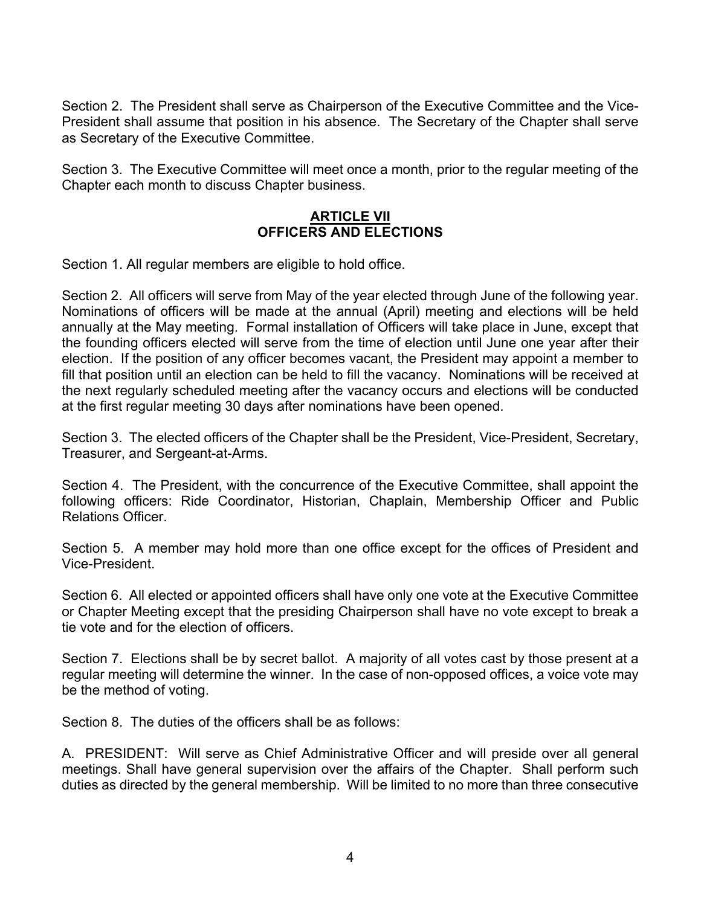Section 2. The President shall serve as Chairperson of the Executive Committee and the Vice-President shall assume that position in his absence. The Secretary of the Chapter shall serve as Secretary of the Executive Committee.

Section 3. The Executive Committee will meet once a month, prior to the regular meeting of the Chapter each month to discuss Chapter business.

## ARTICLE VII
## OFFICERS AND ELECTIONS

Section 1. All regular members are eligible to hold office.

Section 2. All officers will serve from May of the year elected through June of the following year. Nominations of officers will be made at the annual (April) meeting and elections will be held annually at the May meeting. Formal installation of Officers will take place in June, except that the founding officers elected will serve from the time of election until June one year after their election. If the position of any officer becomes vacant, the President may appoint a member to fill that position until an election can be held to fill the vacancy. Nominations will be received at the next regularly scheduled meeting after the vacancy occurs and elections will be conducted at the first regular meeting 30 days after nominations have been opened.

Section 3. The elected officers of the Chapter shall be the President, Vice-President, Secretary, Treasurer, and Sergeant-at-Arms.

Section 4. The President, with the concurrence of the Executive Committee, shall appoint the following officers: Ride Coordinator, Historian, Chaplain, Membership Officer and Public Relations Officer.

Section 5. A member may hold more than one office except for the offices of President and Vice-President.

Section 6. All elected or appointed officers shall have only one vote at the Executive Committee or Chapter Meeting except that the presiding Chairperson shall have no vote except to break a tie vote and for the election of officers.

Section 7. Elections shall be by secret ballot. A majority of all votes cast by those present at a regular meeting will determine the winner. In the case of non-opposed offices, a voice vote may be the method of voting.

Section 8. The duties of the officers shall be as follows:

A. PRESIDENT: Will serve as Chief Administrative Officer and will preside over all general meetings. Shall have general supervision over the affairs of the Chapter. Shall perform such duties as directed by the general membership. Will be limited to no more than three consecutive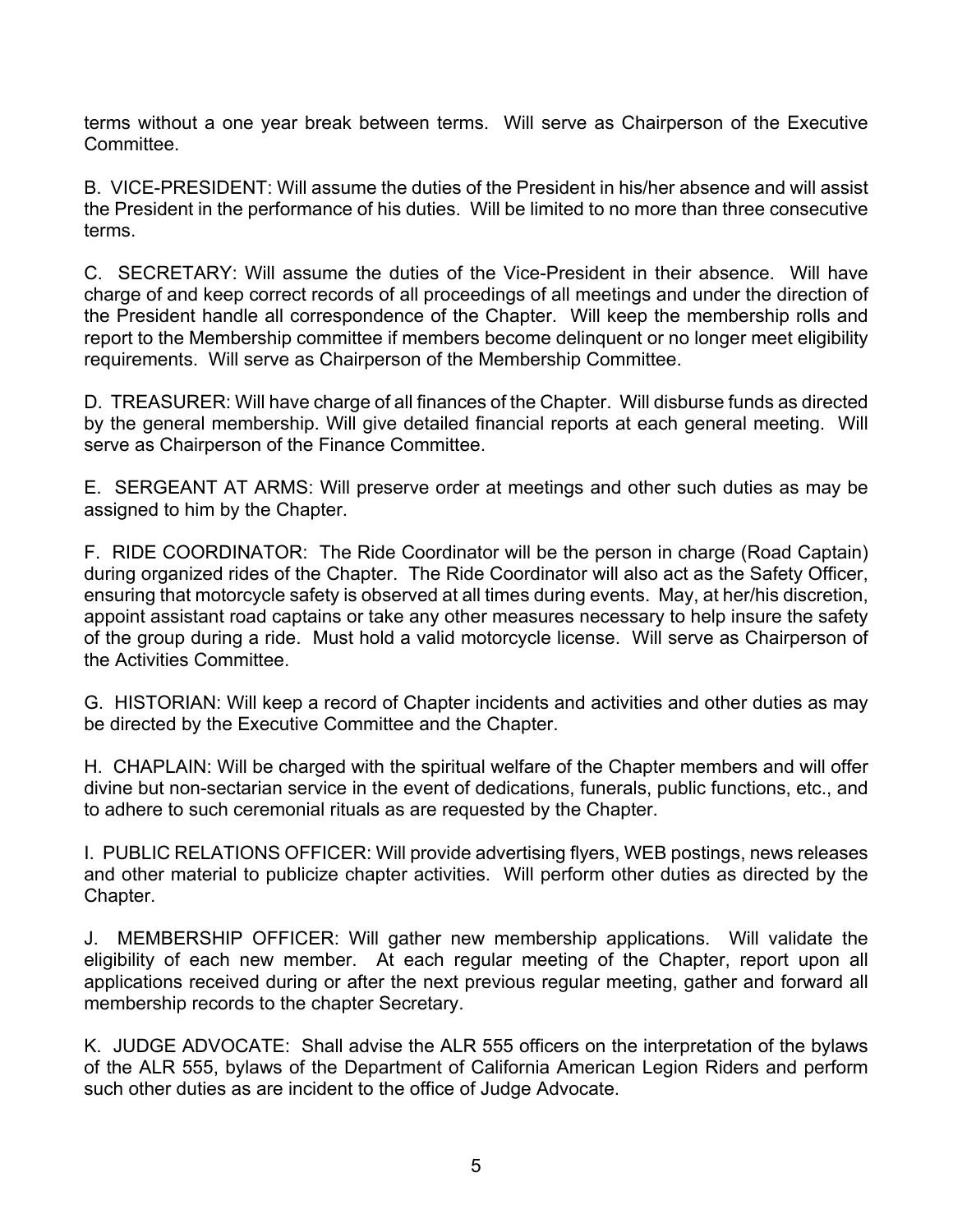terms without a one year break between terms. Will serve as Chairperson of the Executive Committee.

B. VICE-PRESIDENT: Will assume the duties of the President in his/her absence and will assist the President in the performance of his duties. Will be limited to no more than three consecutive terms.

C. SECRETARY: Will assume the duties of the Vice-President in their absence. Will have charge of and keep correct records of all proceedings of all meetings and under the direction of the President handle all correspondence of the Chapter. Will keep the membership rolls and report to the Membership committee if members become delinquent or no longer meet eligibility requirements. Will serve as Chairperson of the Membership Committee.

D. TREASURER: Will have charge of all finances of the Chapter. Will disburse funds as directed by the general membership. Will give detailed financial reports at each general meeting. Will serve as Chairperson of the Finance Committee.

E. SERGEANT AT ARMS: Will preserve order at meetings and other such duties as may be assigned to him by the Chapter.

F. RIDE COORDINATOR: The Ride Coordinator will be the person in charge (Road Captain) during organized rides of the Chapter. The Ride Coordinator will also act as the Safety Officer, ensuring that motorcycle safety is observed at all times during events. May, at her/his discretion, appoint assistant road captains or take any other measures necessary to help insure the safety of the group during a ride. Must hold a valid motorcycle license. Will serve as Chairperson of the Activities Committee.

G. HISTORIAN: Will keep a record of Chapter incidents and activities and other duties as may be directed by the Executive Committee and the Chapter.

H. CHAPLAIN: Will be charged with the spiritual welfare of the Chapter members and will offer divine but non-sectarian service in the event of dedications, funerals, public functions, etc., and to adhere to such ceremonial rituals as are requested by the Chapter.

I. PUBLIC RELATIONS OFFICER: Will provide advertising flyers, WEB postings, news releases and other material to publicize chapter activities. Will perform other duties as directed by the Chapter.

J. MEMBERSHIP OFFICER: Will gather new membership applications. Will validate the eligibility of each new member. At each regular meeting of the Chapter, report upon all applications received during or after the next previous regular meeting, gather and forward all membership records to the chapter Secretary.

K. JUDGE ADVOCATE: Shall advise the ALR 555 officers on the interpretation of the bylaws of the ALR 555, bylaws of the Department of California American Legion Riders and perform such other duties as are incident to the office of Judge Advocate.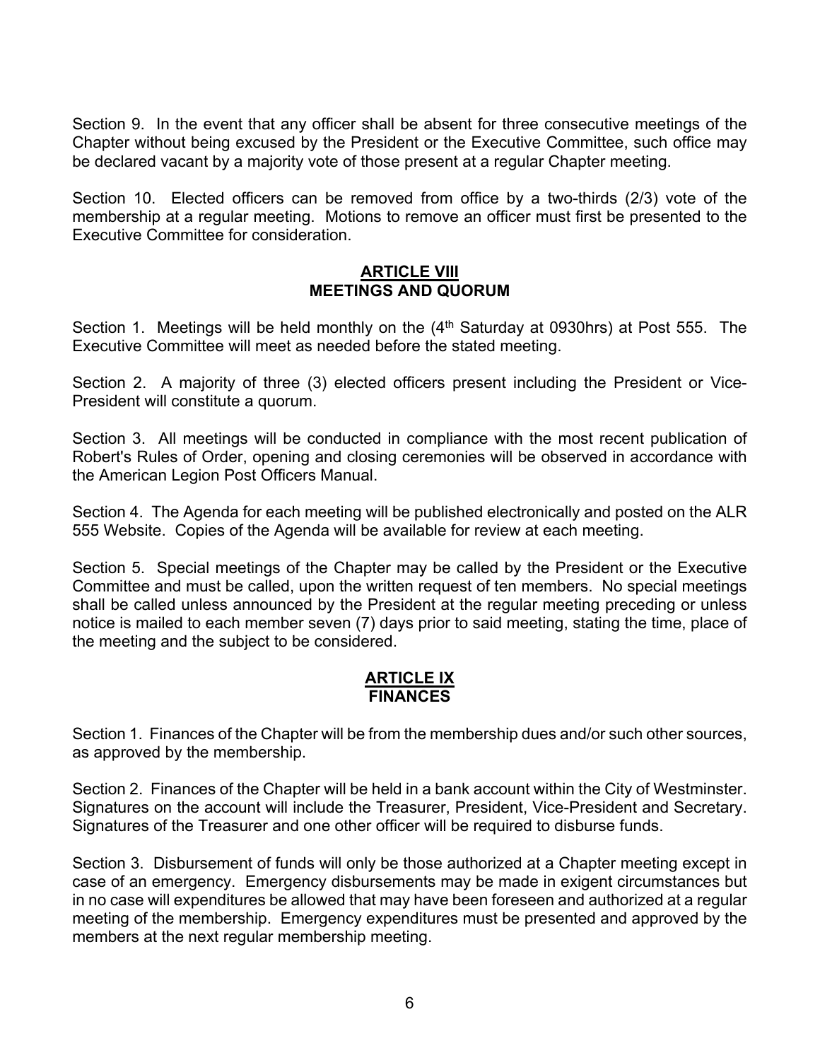Section 9. In the event that any officer shall be absent for three consecutive meetings of the Chapter without being excused by the President or the Executive Committee, such office may be declared vacant by a majority vote of those present at a regular Chapter meeting.

Section 10. Elected officers can be removed from office by a two-thirds (2/3) vote of the membership at a regular meeting. Motions to remove an officer must first be presented to the Executive Committee for consideration.

## ARTICLE VIII
## MEETINGS AND QUORUM

Section 1. Meetings will be held monthly on the (4th Saturday at 0930hrs) at Post 555. The Executive Committee will meet as needed before the stated meeting.

Section 2. A majority of three (3) elected officers present including the President or Vice-President will constitute a quorum.

Section 3. All meetings will be conducted in compliance with the most recent publication of Robert's Rules of Order, opening and closing ceremonies will be observed in accordance with the American Legion Post Officers Manual.

Section 4. The Agenda for each meeting will be published electronically and posted on the ALR 555 Website. Copies of the Agenda will be available for review at each meeting.

Section 5. Special meetings of the Chapter may be called by the President or the Executive Committee and must be called, upon the written request of ten members. No special meetings shall be called unless announced by the President at the regular meeting preceding or unless notice is mailed to each member seven (7) days prior to said meeting, stating the time, place of the meeting and the subject to be considered.

## ARTICLE IX
## FINANCES

Section 1. Finances of the Chapter will be from the membership dues and/or such other sources, as approved by the membership.

Section 2. Finances of the Chapter will be held in a bank account within the City of Westminster. Signatures on the account will include the Treasurer, President, Vice-President and Secretary. Signatures of the Treasurer and one other officer will be required to disburse funds.

Section 3. Disbursement of funds will only be those authorized at a Chapter meeting except in case of an emergency. Emergency disbursements may be made in exigent circumstances but in no case will expenditures be allowed that may have been foreseen and authorized at a regular meeting of the membership. Emergency expenditures must be presented and approved by the members at the next regular membership meeting.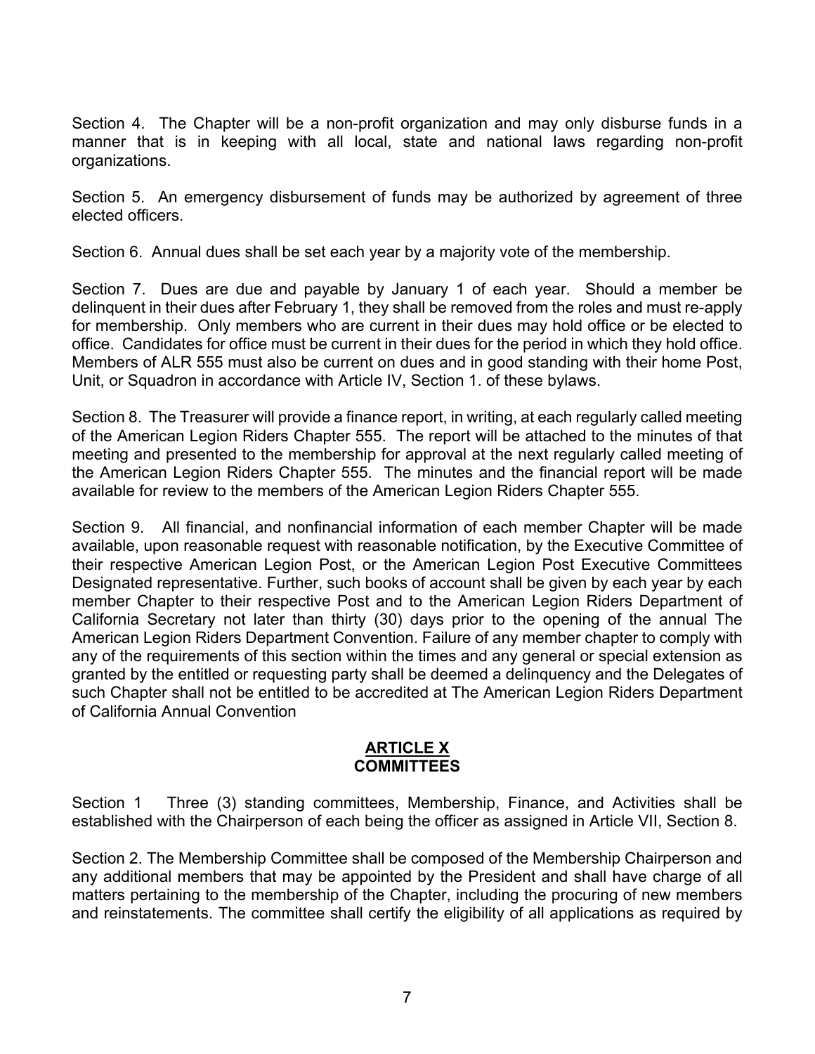Section 4. The Chapter will be a non-profit organization and may only disburse funds in a manner that is in keeping with all local, state and national laws regarding non-profit organizations.

Section 5. An emergency disbursement of funds may be authorized by agreement of three elected officers.

Section 6. Annual dues shall be set each year by a majority vote of the membership.

Section 7. Dues are due and payable by January 1 of each year. Should a member be delinquent in their dues after February 1, they shall be removed from the roles and must re-apply for membership. Only members who are current in their dues may hold office or be elected to office. Candidates for office must be current in their dues for the period in which they hold office. Members of ALR 555 must also be current on dues and in good standing with their home Post, Unit, or Squadron in accordance with Article IV, Section 1. of these bylaws.

Section 8. The Treasurer will provide a finance report, in writing, at each regularly called meeting of the American Legion Riders Chapter 555. The report will be attached to the minutes of that meeting and presented to the membership for approval at the next regularly called meeting of the American Legion Riders Chapter 555. The minutes and the financial report will be made available for review to the members of the American Legion Riders Chapter 555.

Section 9. All financial, and nonfinancial information of each member Chapter will be made available, upon reasonable request with reasonable notification, by the Executive Committee of their respective American Legion Post, or the American Legion Post Executive Committees Designated representative. Further, such books of account shall be given by each year by each member Chapter to their respective Post and to the American Legion Riders Department of California Secretary not later than thirty (30) days prior to the opening of the annual The American Legion Riders Department Convention. Failure of any member chapter to comply with any of the requirements of this section within the times and any general or special extension as granted by the entitled or requesting party shall be deemed a delinquency and the Delegates of such Chapter shall not be entitled to be accredited at The American Legion Riders Department of California Annual Convention

## ARTICLE X
## COMMITTEES

Section 1 Three (3) standing committees, Membership, Finance, and Activities shall be established with the Chairperson of each being the officer as assigned in Article VII, Section 8.

Section 2. The Membership Committee shall be composed of the Membership Chairperson and any additional members that may be appointed by the President and shall have charge of all matters pertaining to the membership of the Chapter, including the procuring of new members and reinstatements. The committee shall certify the eligibility of all applications as required by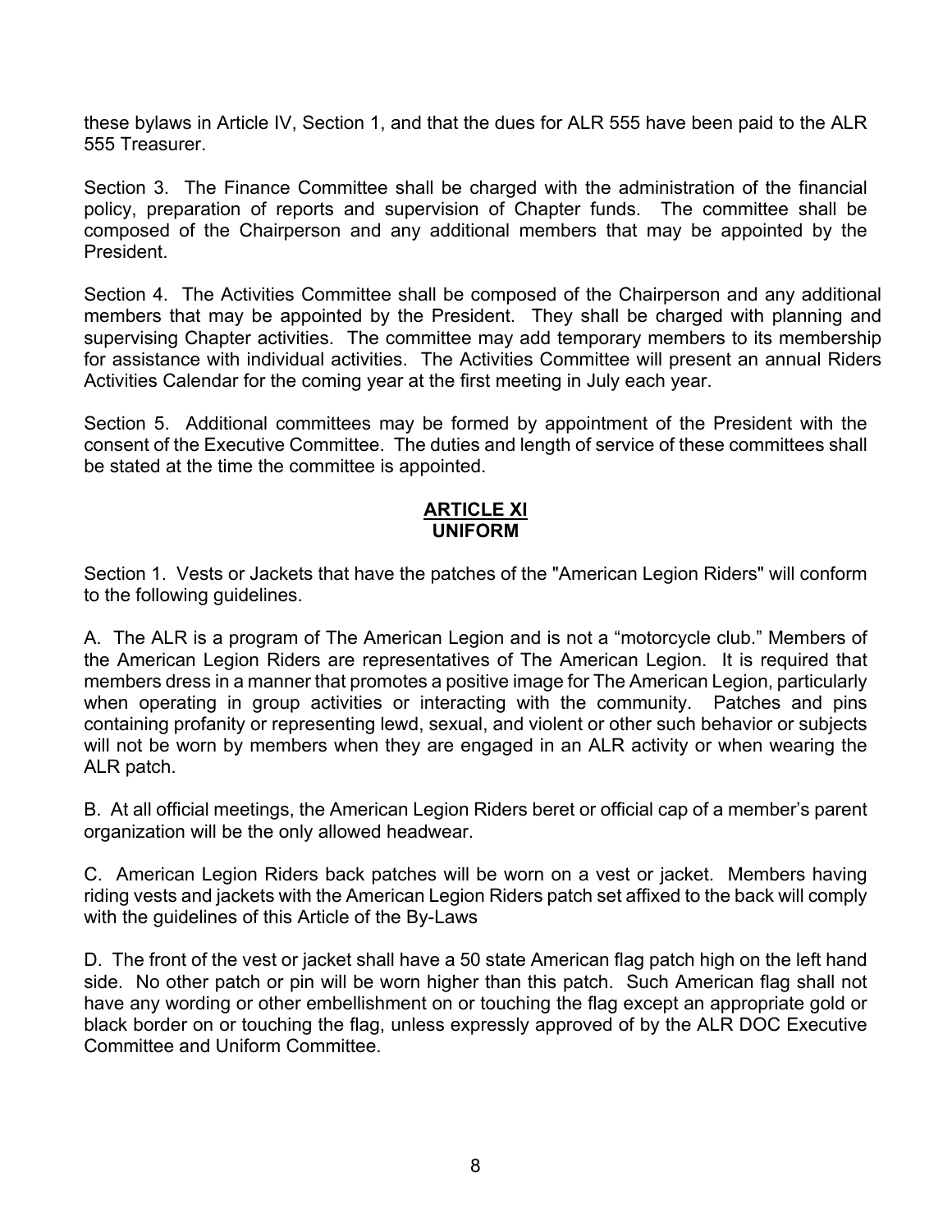these bylaws in Article IV, Section 1, and that the dues for ALR 555 have been paid to the ALR 555 Treasurer.

Section 3. The Finance Committee shall be charged with the administration of the financial policy, preparation of reports and supervision of Chapter funds. The committee shall be composed of the Chairperson and any additional members that may be appointed by the President.

Section 4. The Activities Committee shall be composed of the Chairperson and any additional members that may be appointed by the President. They shall be charged with planning and supervising Chapter activities. The committee may add temporary members to its membership for assistance with individual activities. The Activities Committee will present an annual Riders Activities Calendar for the coming year at the first meeting in July each year.

Section 5. Additional committees may be formed by appointment of the President with the consent of the Executive Committee. The duties and length of service of these committees shall be stated at the time the committee is appointed.

## ARTICLE XI
## UNIFORM

Section 1. Vests or Jackets that have the patches of the "American Legion Riders" will conform to the following guidelines.

A. The ALR is a program of The American Legion and is not a “motorcycle club.” Members of the American Legion Riders are representatives of The American Legion. It is required that members dress in a manner that promotes a positive image for The American Legion, particularly when operating in group activities or interacting with the community. Patches and pins containing profanity or representing lewd, sexual, and violent or other such behavior or subjects will not be worn by members when they are engaged in an ALR activity or when wearing the ALR patch.

B. At all official meetings, the American Legion Riders beret or official cap of a member’s parent organization will be the only allowed headwear.

C. American Legion Riders back patches will be worn on a vest or jacket. Members having riding vests and jackets with the American Legion Riders patch set affixed to the back will comply with the guidelines of this Article of the By-Laws

D. The front of the vest or jacket shall have a 50 state American flag patch high on the left hand side. No other patch or pin will be worn higher than this patch. Such American flag shall not have any wording or other embellishment on or touching the flag except an appropriate gold or black border on or touching the flag, unless expressly approved of by the ALR DOC Executive Committee and Uniform Committee.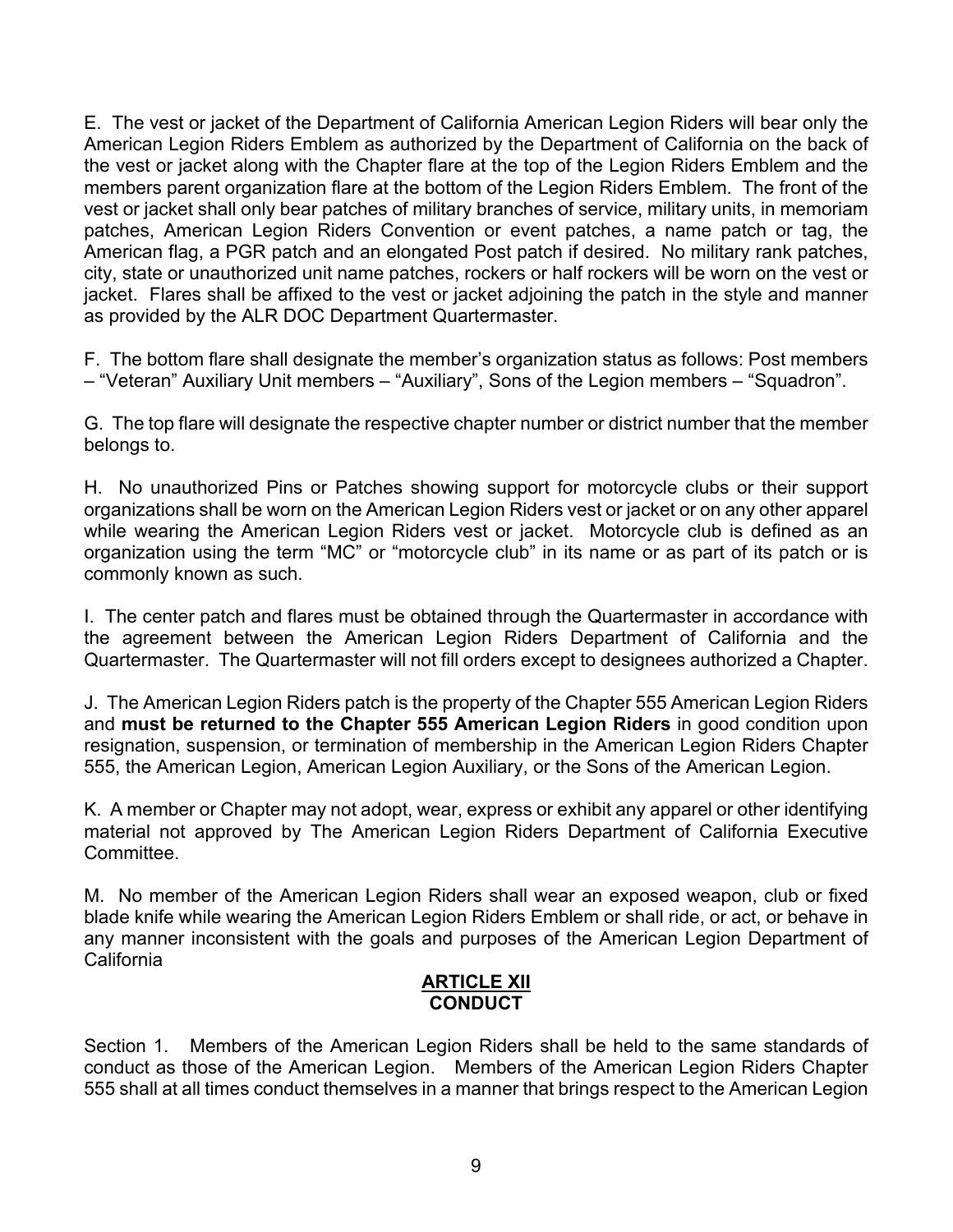E. The vest or jacket of the Department of California American Legion Riders will bear only the American Legion Riders Emblem as authorized by the Department of California on the back of the vest or jacket along with the Chapter flare at the top of the Legion Riders Emblem and the members parent organization flare at the bottom of the Legion Riders Emblem. The front of the vest or jacket shall only bear patches of military branches of service, military units, in memoriam patches, American Legion Riders Convention or event patches, a name patch or tag, the American flag, a PGR patch and an elongated Post patch if desired. No military rank patches, city, state or unauthorized unit name patches, rockers or half rockers will be worn on the vest or jacket. Flares shall be affixed to the vest or jacket adjoining the patch in the style and manner as provided by the ALR DOC Department Quartermaster.

F. The bottom flare shall designate the member's organization status as follows: Post members – "Veteran" Auxiliary Unit members – "Auxiliary", Sons of the Legion members – "Squadron".

G. The top flare will designate the respective chapter number or district number that the member belongs to.

H. No unauthorized Pins or Patches showing support for motorcycle clubs or their support organizations shall be worn on the American Legion Riders vest or jacket or on any other apparel while wearing the American Legion Riders vest or jacket. Motorcycle club is defined as an organization using the term "MC" or "motorcycle club" in its name or as part of its patch or is commonly known as such.

I. The center patch and flares must be obtained through the Quartermaster in accordance with the agreement between the American Legion Riders Department of California and the Quartermaster. The Quartermaster will not fill orders except to designees authorized a Chapter.

J. The American Legion Riders patch is the property of the Chapter 555 American Legion Riders and **must be returned to the Chapter 555 American Legion Riders** in good condition upon resignation, suspension, or termination of membership in the American Legion Riders Chapter 555, the American Legion, American Legion Auxiliary, or the Sons of the American Legion.

K. A member or Chapter may not adopt, wear, express or exhibit any apparel or other identifying material not approved by The American Legion Riders Department of California Executive Committee.

M. No member of the American Legion Riders shall wear an exposed weapon, club or fixed blade knife while wearing the American Legion Riders Emblem or shall ride, or act, or behave in any manner inconsistent with the goals and purposes of the American Legion Department of California

## ARTICLE XII
## CONDUCT

Section 1. Members of the American Legion Riders shall be held to the same standards of conduct as those of the American Legion. Members of the American Legion Riders Chapter 555 shall at all times conduct themselves in a manner that brings respect to the American Legion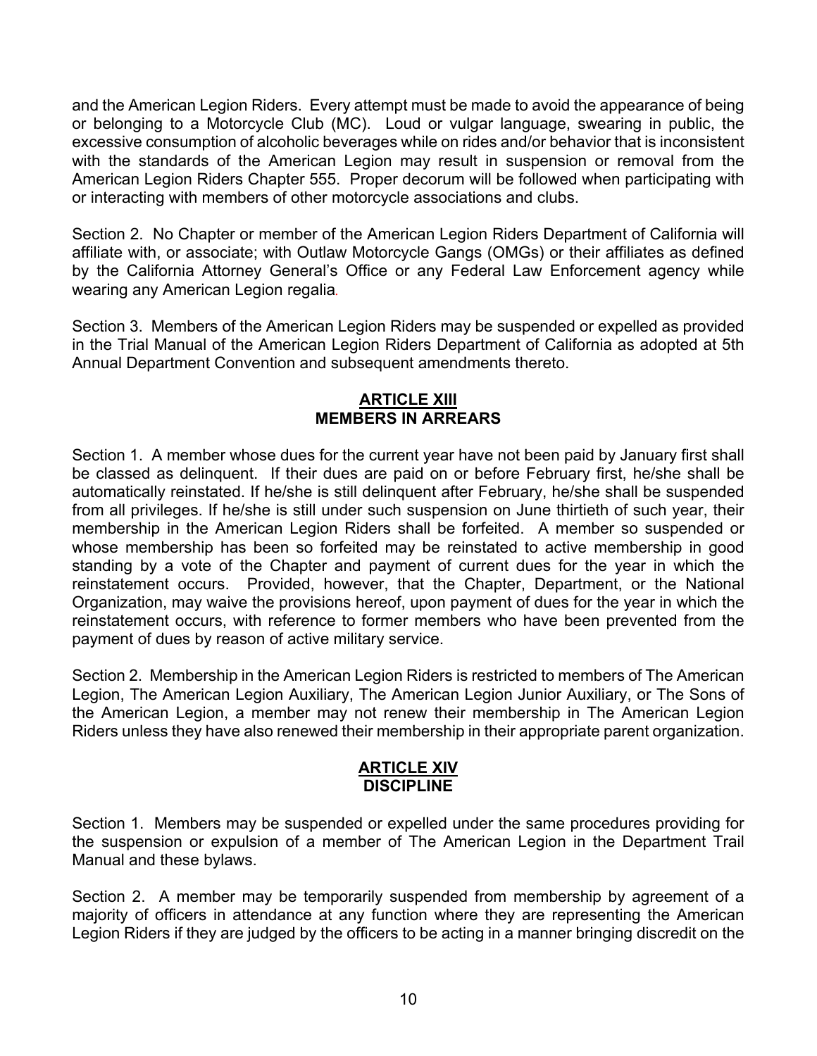and the American Legion Riders. Every attempt must be made to avoid the appearance of being or belonging to a Motorcycle Club (MC). Loud or vulgar language, swearing in public, the excessive consumption of alcoholic beverages while on rides and/or behavior that is inconsistent with the standards of the American Legion may result in suspension or removal from the American Legion Riders Chapter 555. Proper decorum will be followed when participating with or interacting with members of other motorcycle associations and clubs.

Section 2. No Chapter or member of the American Legion Riders Department of California will affiliate with, or associate; with Outlaw Motorcycle Gangs (OMGs) or their affiliates as defined by the California Attorney General's Office or any Federal Law Enforcement agency while wearing any American Legion regalia.

Section 3. Members of the American Legion Riders may be suspended or expelled as provided in the Trial Manual of the American Legion Riders Department of California as adopted at 5th Annual Department Convention and subsequent amendments thereto.

## ARTICLE XIII
## MEMBERS IN ARREARS

Section 1. A member whose dues for the current year have not been paid by January first shall be classed as delinquent. If their dues are paid on or before February first, he/she shall be automatically reinstated. If he/she is still delinquent after February, he/she shall be suspended from all privileges. If he/she is still under such suspension on June thirtieth of such year, their membership in the American Legion Riders shall be forfeited. A member so suspended or whose membership has been so forfeited may be reinstated to active membership in good standing by a vote of the Chapter and payment of current dues for the year in which the reinstatement occurs. Provided, however, that the Chapter, Department, or the National Organization, may waive the provisions hereof, upon payment of dues for the year in which the reinstatement occurs, with reference to former members who have been prevented from the payment of dues by reason of active military service.

Section 2. Membership in the American Legion Riders is restricted to members of The American Legion, The American Legion Auxiliary, The American Legion Junior Auxiliary, or The Sons of the American Legion, a member may not renew their membership in The American Legion Riders unless they have also renewed their membership in their appropriate parent organization.

## ARTICLE XIV
## DISCIPLINE

Section 1. Members may be suspended or expelled under the same procedures providing for the suspension or expulsion of a member of The American Legion in the Department Trail Manual and these bylaws.

Section 2. A member may be temporarily suspended from membership by agreement of a majority of officers in attendance at any function where they are representing the American Legion Riders if they are judged by the officers to be acting in a manner bringing discredit on the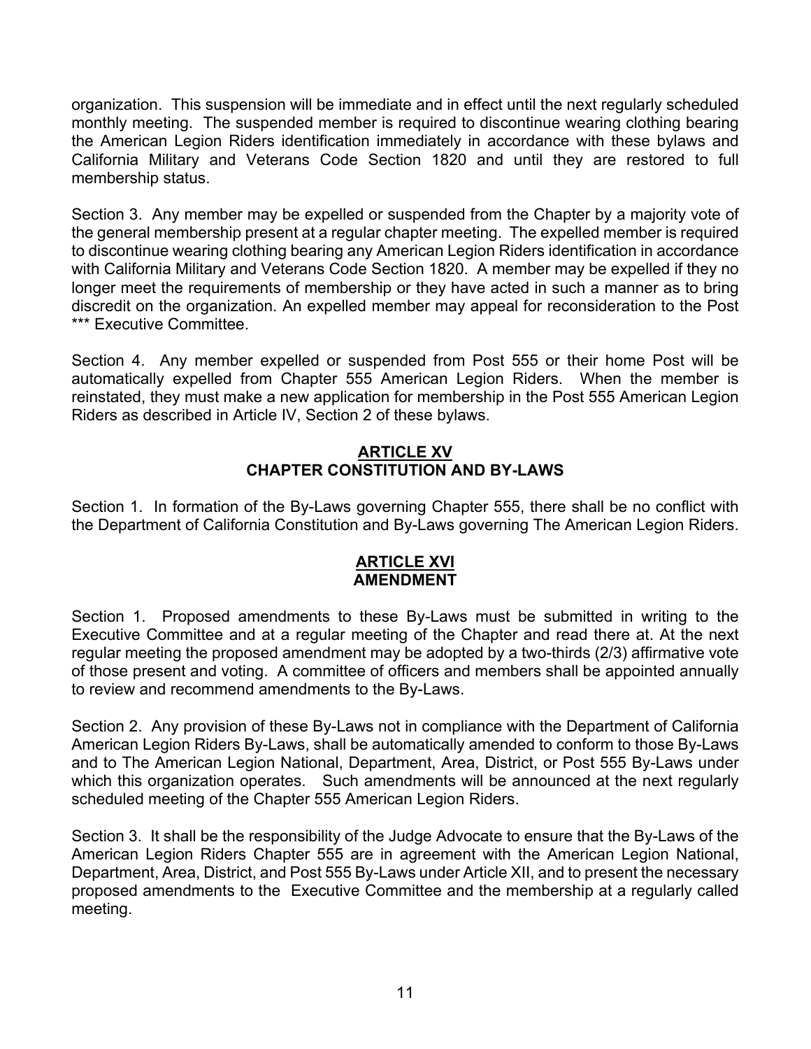organization. This suspension will be immediate and in effect until the next regularly scheduled monthly meeting. The suspended member is required to discontinue wearing clothing bearing the American Legion Riders identification immediately in accordance with these bylaws and California Military and Veterans Code Section 1820 and until they are restored to full membership status.

Section 3. Any member may be expelled or suspended from the Chapter by a majority vote of the general membership present at a regular chapter meeting. The expelled member is required to discontinue wearing clothing bearing any American Legion Riders identification in accordance with California Military and Veterans Code Section 1820. A member may be expelled if they no longer meet the requirements of membership or they have acted in such a manner as to bring discredit on the organization. An expelled member may appeal for reconsideration to the Post *** Executive Committee.

Section 4. Any member expelled or suspended from Post 555 or their home Post will be automatically expelled from Chapter 555 American Legion Riders. When the member is reinstated, they must make a new application for membership in the Post 555 American Legion Riders as described in Article IV, Section 2 of these bylaws.

## ARTICLE XV
## CHAPTER CONSTITUTION AND BY-LAWS

Section 1. In formation of the By-Laws governing Chapter 555, there shall be no conflict with the Department of California Constitution and By-Laws governing The American Legion Riders.

## ARTICLE XVI
## AMENDMENT

Section 1. Proposed amendments to these By-Laws must be submitted in writing to the Executive Committee and at a regular meeting of the Chapter and read there at. At the next regular meeting the proposed amendment may be adopted by a two-thirds (2/3) affirmative vote of those present and voting. A committee of officers and members shall be appointed annually to review and recommend amendments to the By-Laws.

Section 2. Any provision of these By-Laws not in compliance with the Department of California American Legion Riders By-Laws, shall be automatically amended to conform to those By-Laws and to The American Legion National, Department, Area, District, or Post 555 By-Laws under which this organization operates. Such amendments will be announced at the next regularly scheduled meeting of the Chapter 555 American Legion Riders.

Section 3. It shall be the responsibility of the Judge Advocate to ensure that the By-Laws of the American Legion Riders Chapter 555 are in agreement with the American Legion National, Department, Area, District, and Post 555 By-Laws under Article XII, and to present the necessary proposed amendments to the Executive Committee and the membership at a regularly called meeting.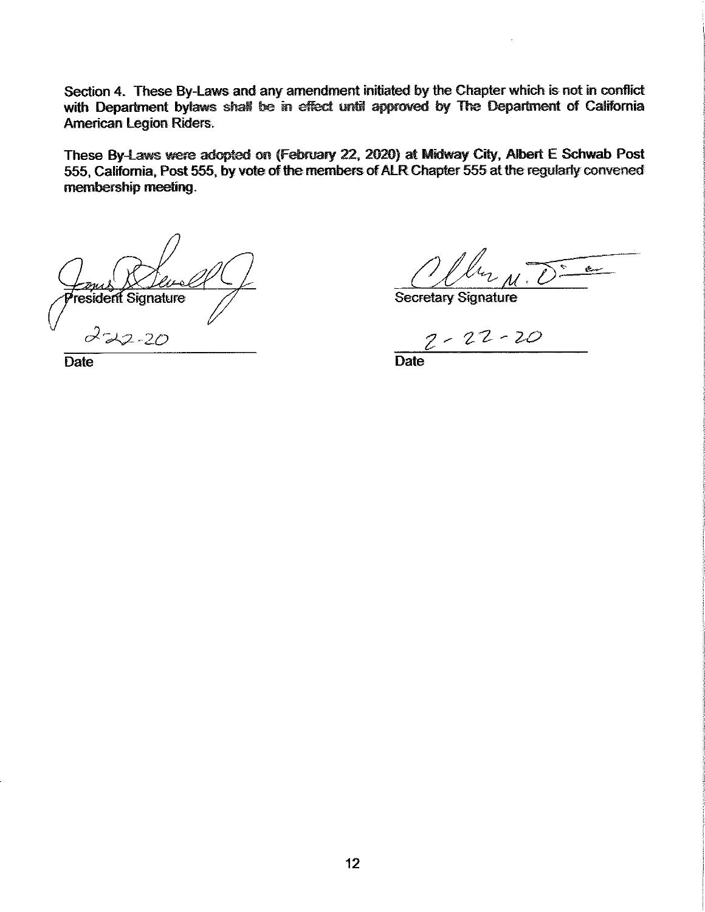Section 4. These By-Laws and any amendment initiated by the Chapter which is not in conflict with Department bylaws shall be in effect until approved by The Department of California American Legion Riders.

These By-Laws were adopted on (February 22, 2020) at Midway City, Albert E Schwab Post 555, California, Post 555, by vote of the members of ALR Chapter 555 at the regularly convened membership meeting.

President Signature

2-22-20

Date

Secretary Signature

2-22-20

Date